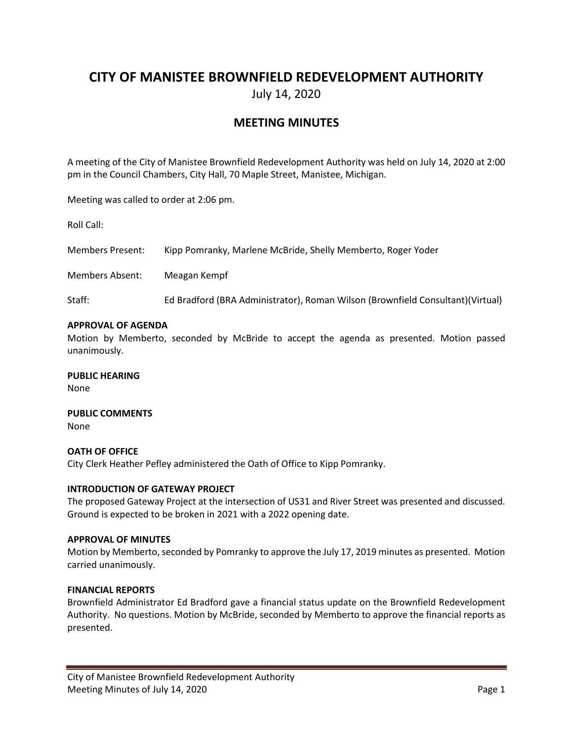# CITY OF MANISTEE BROWNFIELD REDEVELOPMENT AUTHORITY

July 14, 2020

## MEETING MINUTES

A meeting of the City of Manistee Brownfield Redevelopment Authority was held on July 14, 2020 at 2:00 pm in the Council Chambers, City Hall, 70 Maple Street, Manistee, Michigan.

Meeting was called to order at 2:06 pm.

Roll Call:

Members Present: Kipp Pomranky, Marlene McBride, Shelly Memberto, Roger Yoder

Members Absent: Meagan Kempf

Staff: Ed Bradford (BRA Administrator), Roman Wilson (Brownfield Consultant)(Virtual)

**APPROVAL OF AGENDA**

Motion by Memberto, seconded by McBride to accept the agenda as presented. Motion passed unanimously.

**PUBLIC HEARING**

None

**PUBLIC COMMENTS**

None

**OATH OF OFFICE**

City Clerk Heather Pefley administered the Oath of Office to Kipp Pomranky.

**INTRODUCTION OF GATEWAY PROJECT**

The proposed Gateway Project at the intersection of US31 and River Street was presented and discussed. Ground is expected to be broken in 2021 with a 2022 opening date.

**APPROVAL OF MINUTES**

Motion by Memberto, seconded by Pomranky to approve the July 17, 2019 minutes as presented. Motion carried unanimously.

**FINANCIAL REPORTS**

Brownfield Administrator Ed Bradford gave a financial status update on the Brownfield Redevelopment Authority. No questions. Motion by McBride, seconded by Memberto to approve the financial reports as presented.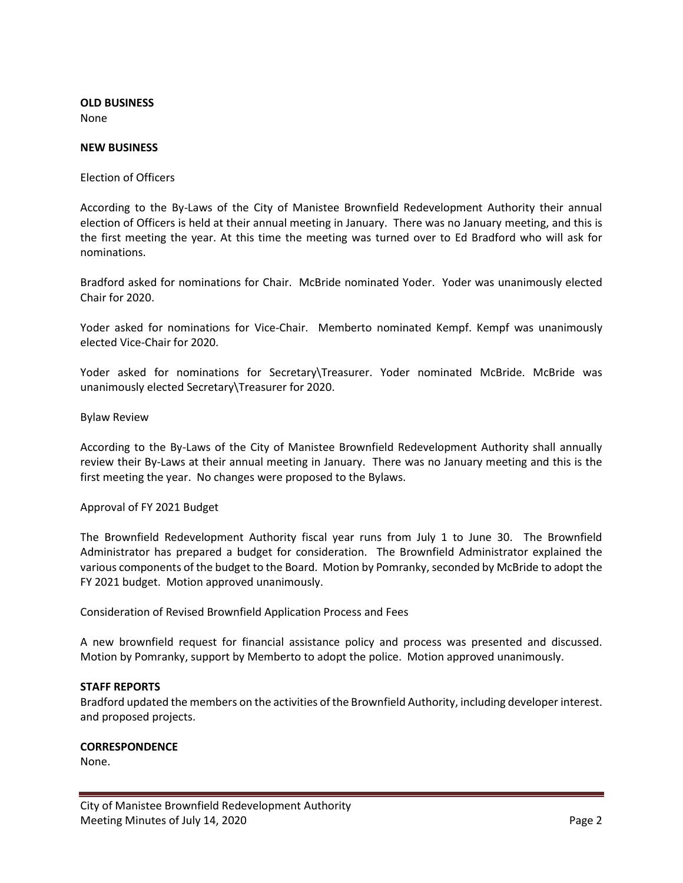**OLD BUSINESS**
None

**NEW BUSINESS**

Election of Officers

According to the By-Laws of the City of Manistee Brownfield Redevelopment Authority their annual election of Officers is held at their annual meeting in January. There was no January meeting, and this is the first meeting the year. At this time the meeting was turned over to Ed Bradford who will ask for nominations.

Bradford asked for nominations for Chair. McBride nominated Yoder. Yoder was unanimously elected Chair for 2020.

Yoder asked for nominations for Vice-Chair. Memberto nominated Kempf. Kempf was unanimously elected Vice-Chair for 2020.

Yoder asked for nominations for Secretary\Treasurer. Yoder nominated McBride. McBride was unanimously elected Secretary\Treasurer for 2020.

Bylaw Review

According to the By-Laws of the City of Manistee Brownfield Redevelopment Authority shall annually review their By-Laws at their annual meeting in January. There was no January meeting and this is the first meeting the year. No changes were proposed to the Bylaws.

Approval of FY 2021 Budget

The Brownfield Redevelopment Authority fiscal year runs from July 1 to June 30. The Brownfield Administrator has prepared a budget for consideration. The Brownfield Administrator explained the various components of the budget to the Board. Motion by Pomranky, seconded by McBride to adopt the FY 2021 budget. Motion approved unanimously.

Consideration of Revised Brownfield Application Process and Fees

A new brownfield request for financial assistance policy and process was presented and discussed. Motion by Pomranky, support by Memberto to adopt the police. Motion approved unanimously.

**STAFF REPORTS**
Bradford updated the members on the activities of the Brownfield Authority, including developer interest. and proposed projects.

**CORRESPONDENCE**
None.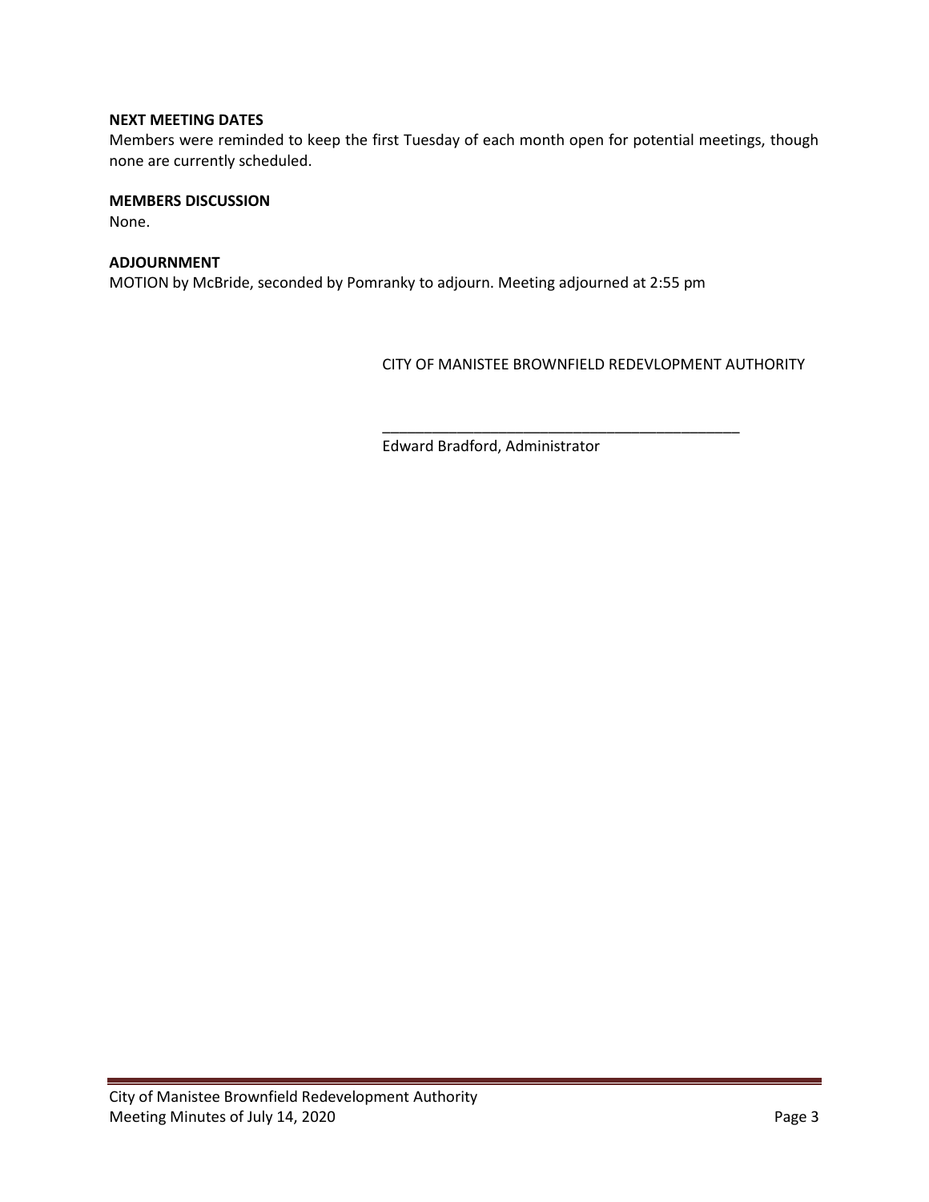**NEXT MEETING DATES**

Members were reminded to keep the first Tuesday of each month open for potential meetings, though none are currently scheduled.

**MEMBERS DISCUSSION**

None.

**ADJOURNMENT**

MOTION by McBride, seconded by Pomranky to adjourn. Meeting adjourned at 2:55 pm

CITY OF MANISTEE BROWNFIELD REDEVLOPMENT AUTHORITY

_____________________________________________

Edward Bradford, Administrator